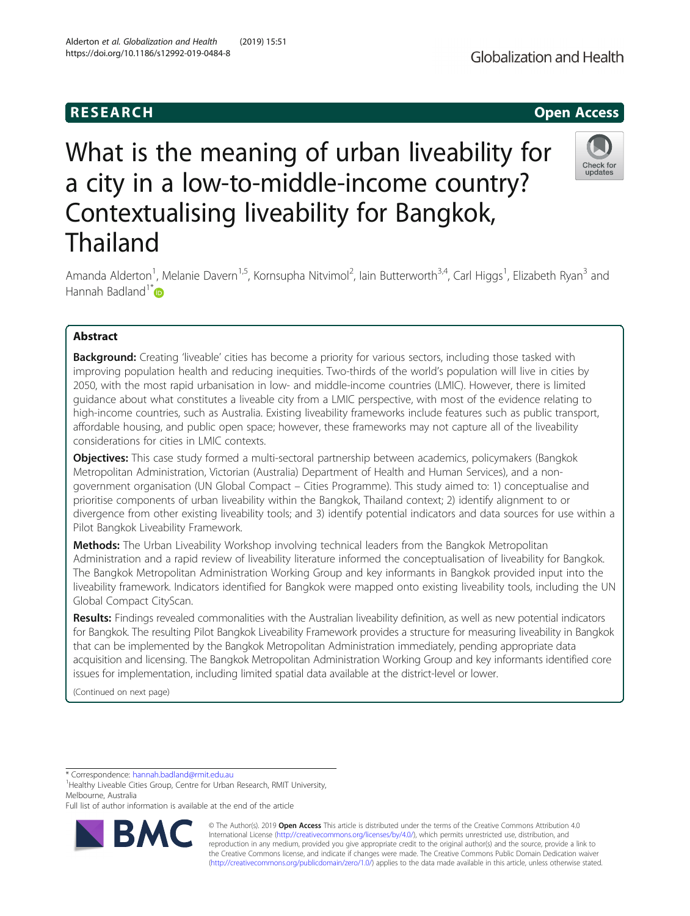RESEARCH

Open Access

# What is the meaning of urban liveability for a city in a low-to-middle-income country? Contextualising liveability for Bangkok, Thailand

Amanda Alderton[1], Melanie Davern[1,5], Kornsupha Nitvimol[2], Iain Butterworth[3,4], Carl Higgs[1], Elizabeth Ryan[3] and Hannah Badland[1*]

## Abstract

**Background:** Creating 'liveable' cities has become a priority for various sectors, including those tasked with improving population health and reducing inequities. Two-thirds of the world's population will live in cities by 2050, with the most rapid urbanisation in low- and middle-income countries (LMIC). However, there is limited guidance about what constitutes a liveable city from a LMIC perspective, with most of the evidence relating to high-income countries, such as Australia. Existing liveability frameworks include features such as public transport, affordable housing, and public open space; however, these frameworks may not capture all of the liveability considerations for cities in LMIC contexts.

**Objectives:** This case study formed a multi-sectoral partnership between academics, policymakers (Bangkok Metropolitan Administration, Victorian (Australia) Department of Health and Human Services), and a non-government organisation (UN Global Compact – Cities Programme). This study aimed to: 1) conceptualise and prioritise components of urban liveability within the Bangkok, Thailand context; 2) identify alignment to or divergence from other existing liveability tools; and 3) identify potential indicators and data sources for use within a Pilot Bangkok Liveability Framework.

**Methods:** The Urban Liveability Workshop involving technical leaders from the Bangkok Metropolitan Administration and a rapid review of liveability literature informed the conceptualisation of liveability for Bangkok. The Bangkok Metropolitan Administration Working Group and key informants in Bangkok provided input into the liveability framework. Indicators identified for Bangkok were mapped onto existing liveability tools, including the UN Global Compact CityScan.

**Results:** Findings revealed commonalities with the Australian liveability definition, as well as new potential indicators for Bangkok. The resulting Pilot Bangkok Liveability Framework provides a structure for measuring liveability in Bangkok that can be implemented by the Bangkok Metropolitan Administration immediately, pending appropriate data acquisition and licensing. The Bangkok Metropolitan Administration Working Group and key informants identified core issues for implementation, including limited spatial data available at the district-level or lower.

(Continued on next page)

\* Correspondence: hannah.badland@rmit.edu.au

[1]Healthy Liveable Cities Group, Centre for Urban Research, RMIT University, Melbourne, Australia

Full list of author information is available at the end of the article

© The Author(s). 2019 **Open Access** This article is distributed under the terms of the Creative Commons Attribution 4.0 International License (http://creativecommons.org/licenses/by/4.0/), which permits unrestricted use, distribution, and reproduction in any medium, provided you give appropriate credit to the original author(s) and the source, provide a link to the Creative Commons license, and indicate if changes were made. The Creative Commons Public Domain Dedication waiver (http://creativecommons.org/publicdomain/zero/1.0/) applies to the data made available in this article, unless otherwise stated.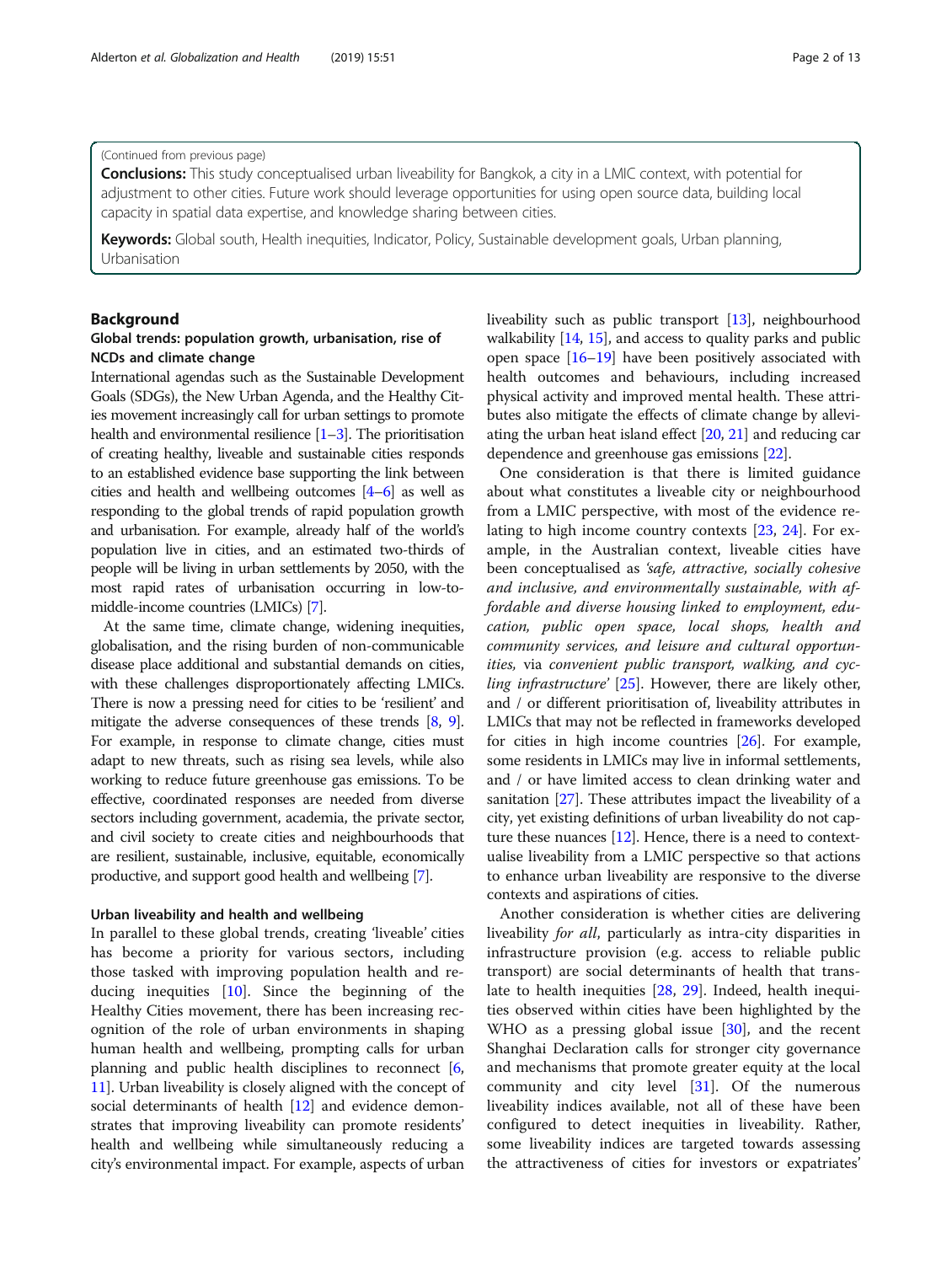(Continued from previous page)

**Conclusions:** This study conceptualised urban liveability for Bangkok, a city in a LMIC context, with potential for adjustment to other cities. Future work should leverage opportunities for using open source data, building local capacity in spatial data expertise, and knowledge sharing between cities.

**Keywords:** Global south, Health inequities, Indicator, Policy, Sustainable development goals, Urban planning, Urbanisation

## Background

### Global trends: population growth, urbanisation, rise of NCDs and climate change

International agendas such as the Sustainable Development Goals (SDGs), the New Urban Agenda, and the Healthy Cities movement increasingly call for urban settings to promote health and environmental resilience [1–3]. The prioritisation of creating healthy, liveable and sustainable cities responds to an established evidence base supporting the link between cities and health and wellbeing outcomes [4–6] as well as responding to the global trends of rapid population growth and urbanisation. For example, already half of the world's population live in cities, and an estimated two-thirds of people will be living in urban settlements by 2050, with the most rapid rates of urbanisation occurring in low-to-middle-income countries (LMICs) [7].

At the same time, climate change, widening inequities, globalisation, and the rising burden of non-communicable disease place additional and substantial demands on cities, with these challenges disproportionately affecting LMICs. There is now a pressing need for cities to be 'resilient' and mitigate the adverse consequences of these trends [8, 9]. For example, in response to climate change, cities must adapt to new threats, such as rising sea levels, while also working to reduce future greenhouse gas emissions. To be effective, coordinated responses are needed from diverse sectors including government, academia, the private sector, and civil society to create cities and neighbourhoods that are resilient, sustainable, inclusive, equitable, economically productive, and support good health and wellbeing [7].

### Urban liveability and health and wellbeing

In parallel to these global trends, creating 'liveable' cities has become a priority for various sectors, including those tasked with improving population health and reducing inequities [10]. Since the beginning of the Healthy Cities movement, there has been increasing recognition of the role of urban environments in shaping human health and wellbeing, prompting calls for urban planning and public health disciplines to reconnect [6, 11]. Urban liveability is closely aligned with the concept of social determinants of health [12] and evidence demonstrates that improving liveability can promote residents' health and wellbeing while simultaneously reducing a city's environmental impact. For example, aspects of urban liveability such as public transport [13], neighbourhood walkability [14, 15], and access to quality parks and public open space [16–19] have been positively associated with health outcomes and behaviours, including increased physical activity and improved mental health. These attributes also mitigate the effects of climate change by alleviating the urban heat island effect [20, 21] and reducing car dependence and greenhouse gas emissions [22].

One consideration is that there is limited guidance about what constitutes a liveable city or neighbourhood from a LMIC perspective, with most of the evidence relating to high income country contexts [23, 24]. For example, in the Australian context, liveable cities have been conceptualised as *'safe, attractive, socially cohesive and inclusive, and environmentally sustainable, with affordable and diverse housing linked to employment, education, public open space, local shops, health and community services, and leisure and cultural opportunities,* via *convenient public transport, walking, and cycling infrastructure'* [25]. However, there are likely other, and / or different prioritisation of, liveability attributes in LMICs that may not be reflected in frameworks developed for cities in high income countries [26]. For example, some residents in LMICs may live in informal settlements, and / or have limited access to clean drinking water and sanitation [27]. These attributes impact the liveability of a city, yet existing definitions of urban liveability do not capture these nuances [12]. Hence, there is a need to contextualise liveability from a LMIC perspective so that actions to enhance urban liveability are responsive to the diverse contexts and aspirations of cities.

Another consideration is whether cities are delivering liveability *for all*, particularly as intra-city disparities in infrastructure provision (e.g. access to reliable public transport) are social determinants of health that translate to health inequities [28, 29]. Indeed, health inequities observed within cities have been highlighted by the WHO as a pressing global issue [30], and the recent Shanghai Declaration calls for stronger city governance and mechanisms that promote greater equity at the local community and city level [31]. Of the numerous liveability indices available, not all of these have been configured to detect inequities in liveability. Rather, some liveability indices are targeted towards assessing the attractiveness of cities for investors or expatriates'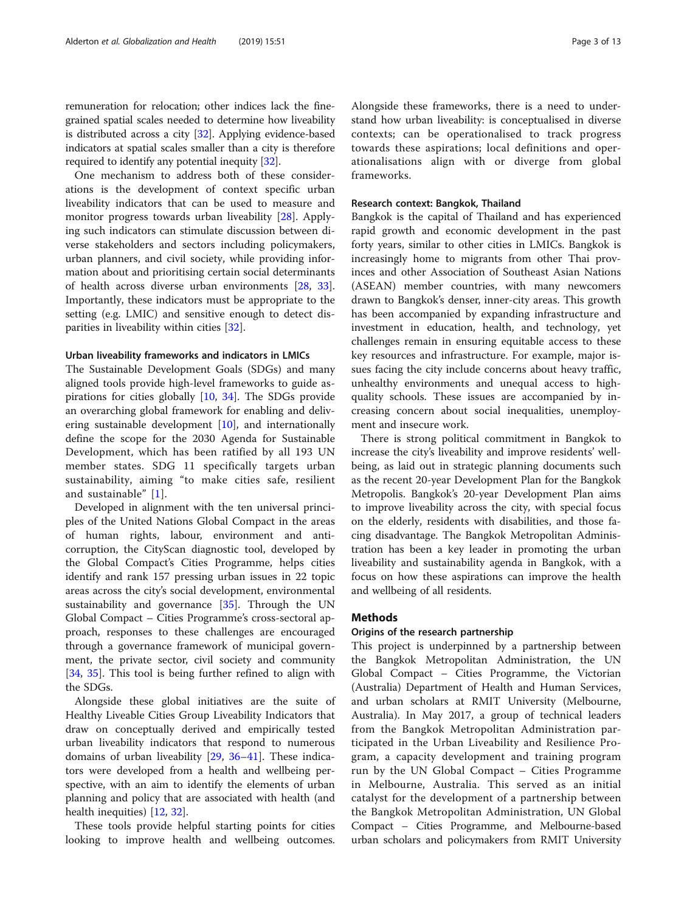remuneration for relocation; other indices lack the fine-grained spatial scales needed to determine how liveability is distributed across a city [32]. Applying evidence-based indicators at spatial scales smaller than a city is therefore required to identify any potential inequity [32].

One mechanism to address both of these considerations is the development of context specific urban liveability indicators that can be used to measure and monitor progress towards urban liveability [28]. Applying such indicators can stimulate discussion between diverse stakeholders and sectors including policymakers, urban planners, and civil society, while providing information about and prioritising certain social determinants of health across diverse urban environments [28, 33]. Importantly, these indicators must be appropriate to the setting (e.g. LMIC) and sensitive enough to detect disparities in liveability within cities [32].

#### Urban liveability frameworks and indicators in LMICs

The Sustainable Development Goals (SDGs) and many aligned tools provide high-level frameworks to guide aspirations for cities globally [10, 34]. The SDGs provide an overarching global framework for enabling and delivering sustainable development [10], and internationally define the scope for the 2030 Agenda for Sustainable Development, which has been ratified by all 193 UN member states. SDG 11 specifically targets urban sustainability, aiming "to make cities safe, resilient and sustainable" [1].

Developed in alignment with the ten universal principles of the United Nations Global Compact in the areas of human rights, labour, environment and anti-corruption, the CityScan diagnostic tool, developed by the Global Compact's Cities Programme, helps cities identify and rank 157 pressing urban issues in 22 topic areas across the city's social development, environmental sustainability and governance [35]. Through the UN Global Compact – Cities Programme's cross-sectoral approach, responses to these challenges are encouraged through a governance framework of municipal government, the private sector, civil society and community [34, 35]. This tool is being further refined to align with the SDGs.

Alongside these global initiatives are the suite of Healthy Liveable Cities Group Liveability Indicators that draw on conceptually derived and empirically tested urban liveability indicators that respond to numerous domains of urban liveability [29, 36–41]. These indicators were developed from a health and wellbeing perspective, with an aim to identify the elements of urban planning and policy that are associated with health (and health inequities) [12, 32].

These tools provide helpful starting points for cities looking to improve health and wellbeing outcomes. Alongside these frameworks, there is a need to understand how urban liveability: is conceptualised in diverse contexts; can be operationalised to track progress towards these aspirations; local definitions and operationalisations align with or diverge from global frameworks.

#### Research context: Bangkok, Thailand

Bangkok is the capital of Thailand and has experienced rapid growth and economic development in the past forty years, similar to other cities in LMICs. Bangkok is increasingly home to migrants from other Thai provinces and other Association of Southeast Asian Nations (ASEAN) member countries, with many newcomers drawn to Bangkok's denser, inner-city areas. This growth has been accompanied by expanding infrastructure and investment in education, health, and technology, yet challenges remain in ensuring equitable access to these key resources and infrastructure. For example, major issues facing the city include concerns about heavy traffic, unhealthy environments and unequal access to high-quality schools. These issues are accompanied by increasing concern about social inequalities, unemployment and insecure work.

There is strong political commitment in Bangkok to increase the city's liveability and improve residents' wellbeing, as laid out in strategic planning documents such as the recent 20-year Development Plan for the Bangkok Metropolis. Bangkok's 20-year Development Plan aims to improve liveability across the city, with special focus on the elderly, residents with disabilities, and those facing disadvantage. The Bangkok Metropolitan Administration has been a key leader in promoting the urban liveability and sustainability agenda in Bangkok, with a focus on how these aspirations can improve the health and wellbeing of all residents.

## Methods

#### Origins of the research partnership

This project is underpinned by a partnership between the Bangkok Metropolitan Administration, the UN Global Compact – Cities Programme, the Victorian (Australia) Department of Health and Human Services, and urban scholars at RMIT University (Melbourne, Australia). In May 2017, a group of technical leaders from the Bangkok Metropolitan Administration participated in the Urban Liveability and Resilience Program, a capacity development and training program run by the UN Global Compact – Cities Programme in Melbourne, Australia. This served as an initial catalyst for the development of a partnership between the Bangkok Metropolitan Administration, UN Global Compact – Cities Programme, and Melbourne-based urban scholars and policymakers from RMIT University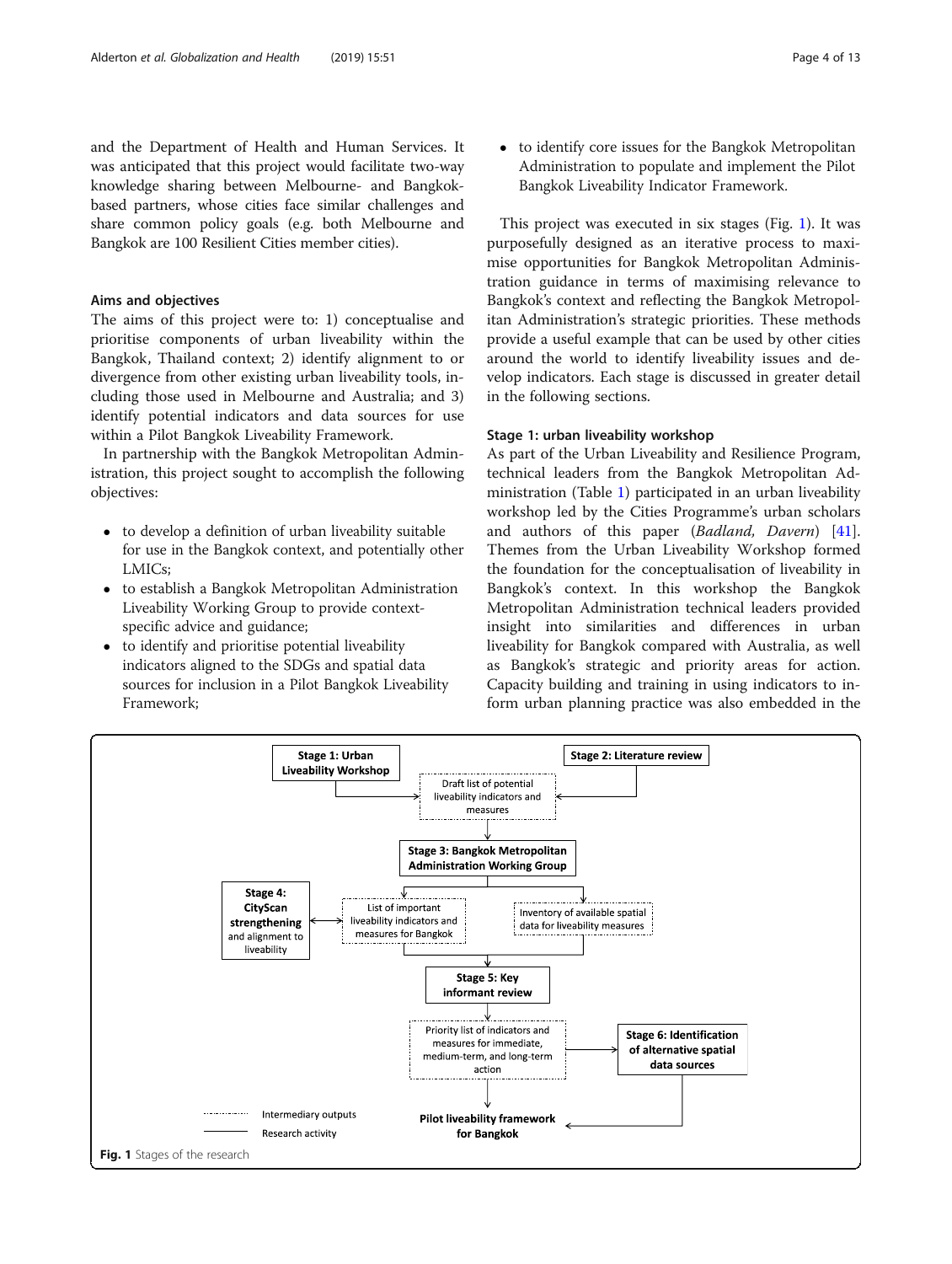and the Department of Health and Human Services. It was anticipated that this project would facilitate two-way knowledge sharing between Melbourne- and Bangkok-based partners, whose cities face similar challenges and share common policy goals (e.g. both Melbourne and Bangkok are 100 Resilient Cities member cities).

### Aims and objectives

The aims of this project were to: 1) conceptualise and prioritise components of urban liveability within the Bangkok, Thailand context; 2) identify alignment to or divergence from other existing urban liveability tools, including those used in Melbourne and Australia; and 3) identify potential indicators and data sources for use within a Pilot Bangkok Liveability Framework.

In partnership with the Bangkok Metropolitan Administration, this project sought to accomplish the following objectives:

- to develop a definition of urban liveability suitable for use in the Bangkok context, and potentially other LMICs;
- to establish a Bangkok Metropolitan Administration Liveability Working Group to provide context-specific advice and guidance;
- to identify and prioritise potential liveability indicators aligned to the SDGs and spatial data sources for inclusion in a Pilot Bangkok Liveability Framework;
- to identify core issues for the Bangkok Metropolitan Administration to populate and implement the Pilot Bangkok Liveability Indicator Framework.

This project was executed in six stages (Fig. 1). It was purposefully designed as an iterative process to maximise opportunities for Bangkok Metropolitan Administration guidance in terms of maximising relevance to Bangkok's context and reflecting the Bangkok Metropolitan Administration's strategic priorities. These methods provide a useful example that can be used by other cities around the world to identify liveability issues and develop indicators. Each stage is discussed in greater detail in the following sections.

### Stage 1: urban liveability workshop

As part of the Urban Liveability and Resilience Program, technical leaders from the Bangkok Metropolitan Administration (Table 1) participated in an urban liveability workshop led by the Cities Programme's urban scholars and authors of this paper (*Badland, Davern*) [41]. Themes from the Urban Liveability Workshop formed the foundation for the conceptualisation of liveability in Bangkok's context. In this workshop the Bangkok Metropolitan Administration technical leaders provided insight into similarities and differences in urban liveability for Bangkok compared with Australia, as well as Bangkok's strategic and priority areas for action. Capacity building and training in using indicators to inform urban planning practice was also embedded in the

**Stage 1: Urban Liveability Workshop** → Draft list of potential liveability indicators and measures ← **Stage 2: Literature review**

Draft list of potential liveability indicators and measures → **Stage 3: Bangkok Metropolitan Administration Working Group**

**Stage 3** → List of important liveability indicators and measures for Bangkok ↔ **Stage 4: CityScan strengthening** and alignment to liveability

**Stage 3** → Inventory of available spatial data for liveability measures

List of important liveability indicators and measures for Bangkok + Inventory of available spatial data for liveability measures → **Stage 5: Key informant review**

**Stage 5** → Priority list of indicators and measures for immediate, medium-term, and long-term action → **Stage 6: Identification of alternative spatial data sources**

Priority list of indicators and measures + **Stage 6** → **Pilot liveability framework for Bangkok**

Legend: dashed line = Intermediary outputs; solid line = Research activity

**Fig. 1** Stages of the research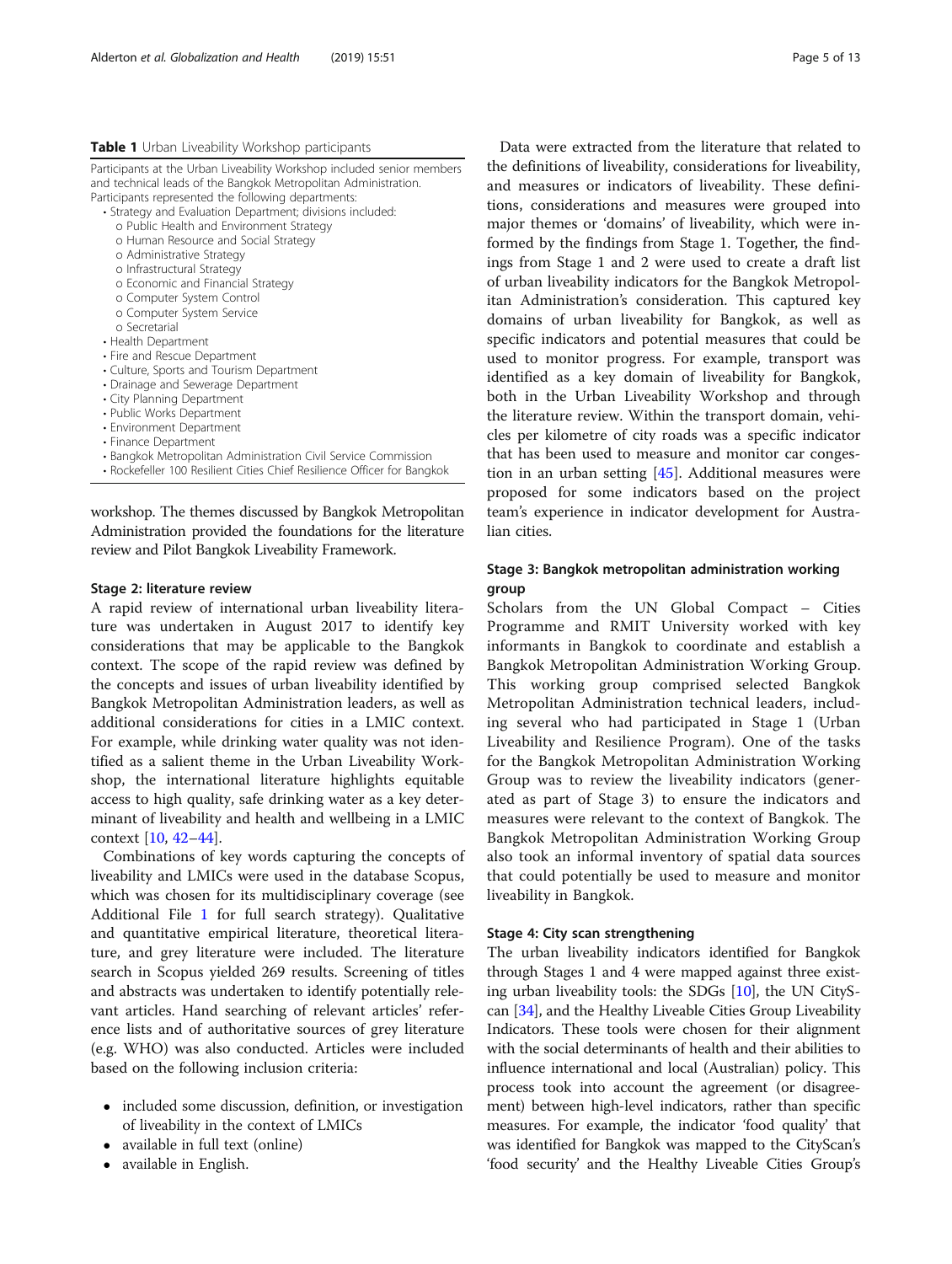**Table 1** Urban Liveability Workshop participants

Participants at the Urban Liveability Workshop included senior members and technical leads of the Bangkok Metropolitan Administration. Participants represented the following departments:

- Strategy and Evaluation Department; divisions included:
  - Public Health and Environment Strategy
  - Human Resource and Social Strategy
  - Administrative Strategy
  - Infrastructural Strategy
  - Economic and Financial Strategy
  - Computer System Control
  - Computer System Service
  - Secretarial
- Health Department
- Fire and Rescue Department
- Culture, Sports and Tourism Department
- Drainage and Sewerage Department
- City Planning Department
- Public Works Department
- Environment Department
- Finance Department
- Bangkok Metropolitan Administration Civil Service Commission
- Rockefeller 100 Resilient Cities Chief Resilience Officer for Bangkok

workshop. The themes discussed by Bangkok Metropolitan Administration provided the foundations for the literature review and Pilot Bangkok Liveability Framework.

#### Stage 2: literature review

A rapid review of international urban liveability literature was undertaken in August 2017 to identify key considerations that may be applicable to the Bangkok context. The scope of the rapid review was defined by the concepts and issues of urban liveability identified by Bangkok Metropolitan Administration leaders, as well as additional considerations for cities in a LMIC context. For example, while drinking water quality was not identified as a salient theme in the Urban Liveability Workshop, the international literature highlights equitable access to high quality, safe drinking water as a key determinant of liveability and health and wellbeing in a LMIC context [10, 42–44].

Combinations of key words capturing the concepts of liveability and LMICs were used in the database Scopus, which was chosen for its multidisciplinary coverage (see Additional File 1 for full search strategy). Qualitative and quantitative empirical literature, theoretical literature, and grey literature were included. The literature search in Scopus yielded 269 results. Screening of titles and abstracts was undertaken to identify potentially relevant articles. Hand searching of relevant articles' reference lists and of authoritative sources of grey literature (e.g. WHO) was also conducted. Articles were included based on the following inclusion criteria:

- included some discussion, definition, or investigation of liveability in the context of LMICs
- available in full text (online)
- available in English.

Data were extracted from the literature that related to the definitions of liveability, considerations for liveability, and measures or indicators of liveability. These definitions, considerations and measures were grouped into major themes or 'domains' of liveability, which were informed by the findings from Stage 1. Together, the findings from Stage 1 and 2 were used to create a draft list of urban liveability indicators for the Bangkok Metropolitan Administration's consideration. This captured key domains of urban liveability for Bangkok, as well as specific indicators and potential measures that could be used to monitor progress. For example, transport was identified as a key domain of liveability for Bangkok, both in the Urban Liveability Workshop and through the literature review. Within the transport domain, vehicles per kilometre of city roads was a specific indicator that has been used to measure and monitor car congestion in an urban setting [45]. Additional measures were proposed for some indicators based on the project team's experience in indicator development for Australian cities.

#### Stage 3: Bangkok metropolitan administration working group

Scholars from the UN Global Compact – Cities Programme and RMIT University worked with key informants in Bangkok to coordinate and establish a Bangkok Metropolitan Administration Working Group. This working group comprised selected Bangkok Metropolitan Administration technical leaders, including several who had participated in Stage 1 (Urban Liveability and Resilience Program). One of the tasks for the Bangkok Metropolitan Administration Working Group was to review the liveability indicators (generated as part of Stage 3) to ensure the indicators and measures were relevant to the context of Bangkok. The Bangkok Metropolitan Administration Working Group also took an informal inventory of spatial data sources that could potentially be used to measure and monitor liveability in Bangkok.

#### Stage 4: City scan strengthening

The urban liveability indicators identified for Bangkok through Stages 1 and 4 were mapped against three existing urban liveability tools: the SDGs [10], the UN CityScan [34], and the Healthy Liveable Cities Group Liveability Indicators. These tools were chosen for their alignment with the social determinants of health and their abilities to influence international and local (Australian) policy. This process took into account the agreement (or disagreement) between high-level indicators, rather than specific measures. For example, the indicator 'food quality' that was identified for Bangkok was mapped to the CityScan's 'food security' and the Healthy Liveable Cities Group's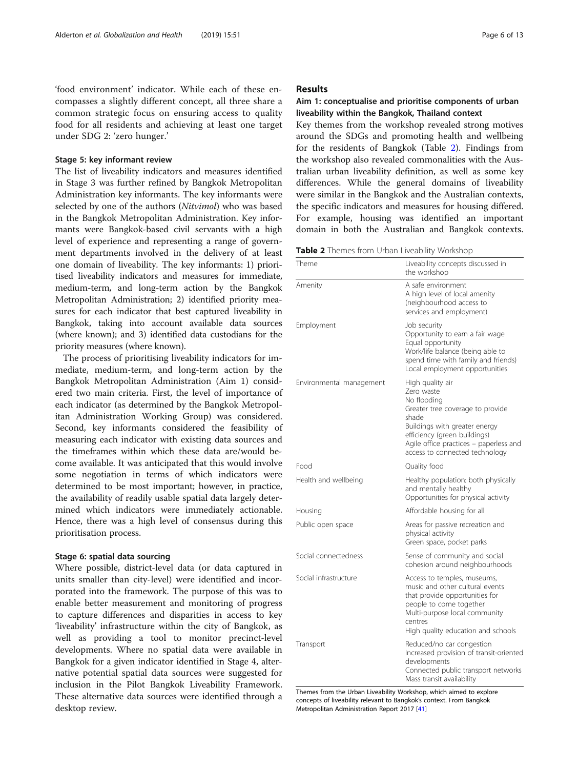'food environment' indicator. While each of these encompasses a slightly different concept, all three share a common strategic focus on ensuring access to quality food for all residents and achieving at least one target under SDG 2: 'zero hunger.'

### Stage 5: key informant review

The list of liveability indicators and measures identified in Stage 3 was further refined by Bangkok Metropolitan Administration key informants. The key informants were selected by one of the authors (*Nitvimol*) who was based in the Bangkok Metropolitan Administration. Key informants were Bangkok-based civil servants with a high level of experience and representing a range of government departments involved in the delivery of at least one domain of liveability. The key informants: 1) prioritised liveability indicators and measures for immediate, medium-term, and long-term action by the Bangkok Metropolitan Administration; 2) identified priority measures for each indicator that best captured liveability in Bangkok, taking into account available data sources (where known); and 3) identified data custodians for the priority measures (where known).

The process of prioritising liveability indicators for immediate, medium-term, and long-term action by the Bangkok Metropolitan Administration (Aim 1) considered two main criteria. First, the level of importance of each indicator (as determined by the Bangkok Metropolitan Administration Working Group) was considered. Second, key informants considered the feasibility of measuring each indicator with existing data sources and the timeframes within which these data are/would become available. It was anticipated that this would involve some negotiation in terms of which indicators were determined to be most important; however, in practice, the availability of readily usable spatial data largely determined which indicators were immediately actionable. Hence, there was a high level of consensus during this prioritisation process.

### Stage 6: spatial data sourcing

Where possible, district-level data (or data captured in units smaller than city-level) were identified and incorporated into the framework. The purpose of this was to enable better measurement and monitoring of progress to capture differences and disparities in access to key 'liveability' infrastructure within the city of Bangkok, as well as providing a tool to monitor precinct-level developments. Where no spatial data were available in Bangkok for a given indicator identified in Stage 4, alternative potential spatial data sources were suggested for inclusion in the Pilot Bangkok Liveability Framework. These alternative data sources were identified through a desktop review.

## Results

### Aim 1: conceptualise and prioritise components of urban liveability within the Bangkok, Thailand context

Key themes from the workshop revealed strong motives around the SDGs and promoting health and wellbeing for the residents of Bangkok (Table 2). Findings from the workshop also revealed commonalities with the Australian urban liveability definition, as well as some key differences. While the general domains of liveability were similar in the Bangkok and the Australian contexts, the specific indicators and measures for housing differed. For example, housing was identified an important domain in both the Australian and Bangkok contexts.

**Table 2** Themes from Urban Liveability Workshop

| Theme | Liveability concepts discussed in the workshop |
|---|---|
| Amenity | A safe environment<br>A high level of local amenity (neighbourhood access to services and employment) |
| Employment | Job security<br>Opportunity to earn a fair wage<br>Equal opportunity<br>Work/life balance (being able to spend time with family and friends)<br>Local employment opportunities |
| Environmental management | High quality air<br>Zero waste<br>No flooding<br>Greater tree coverage to provide shade<br>Buildings with greater energy efficiency (green buildings)<br>Agile office practices – paperless and access to connected technology |
| Food | Quality food |
| Health and wellbeing | Healthy population: both physically and mentally healthy<br>Opportunities for physical activity |
| Housing | Affordable housing for all |
| Public open space | Areas for passive recreation and physical activity<br>Green space, pocket parks |
| Social connectedness | Sense of community and social cohesion around neighbourhoods |
| Social infrastructure | Access to temples, museums, music and other cultural events that provide opportunities for people to come together<br>Multi-purpose local community centres<br>High quality education and schools |
| Transport | Reduced/no car congestion<br>Increased provision of transit-oriented developments<br>Connected public transport networks<br>Mass transit availability |

Themes from the Urban Liveability Workshop, which aimed to explore concepts of liveability relevant to Bangkok's context. From Bangkok Metropolitan Administration Report 2017 [41]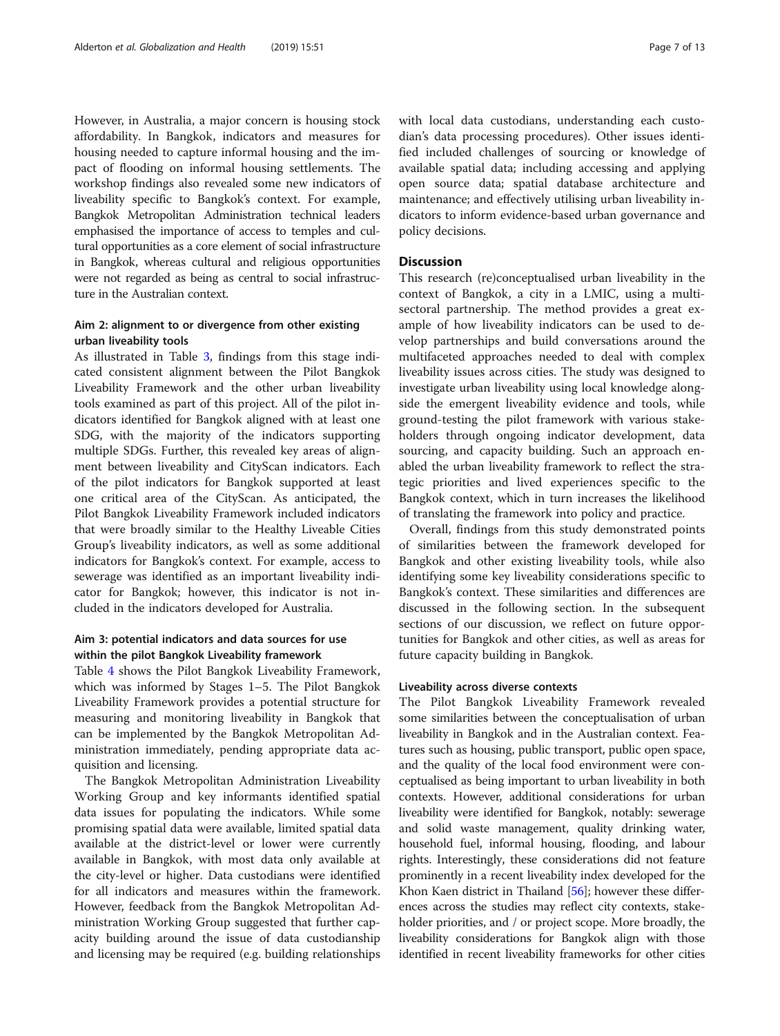However, in Australia, a major concern is housing stock affordability. In Bangkok, indicators and measures for housing needed to capture informal housing and the impact of flooding on informal housing settlements. The workshop findings also revealed some new indicators of liveability specific to Bangkok's context. For example, Bangkok Metropolitan Administration technical leaders emphasised the importance of access to temples and cultural opportunities as a core element of social infrastructure in Bangkok, whereas cultural and religious opportunities were not regarded as being as central to social infrastructure in the Australian context.

### Aim 2: alignment to or divergence from other existing urban liveability tools

As illustrated in Table 3, findings from this stage indicated consistent alignment between the Pilot Bangkok Liveability Framework and the other urban liveability tools examined as part of this project. All of the pilot indicators identified for Bangkok aligned with at least one SDG, with the majority of the indicators supporting multiple SDGs. Further, this revealed key areas of alignment between liveability and CityScan indicators. Each of the pilot indicators for Bangkok supported at least one critical area of the CityScan. As anticipated, the Pilot Bangkok Liveability Framework included indicators that were broadly similar to the Healthy Liveable Cities Group's liveability indicators, as well as some additional indicators for Bangkok's context. For example, access to sewerage was identified as an important liveability indicator for Bangkok; however, this indicator is not included in the indicators developed for Australia.

### Aim 3: potential indicators and data sources for use within the pilot Bangkok Liveability framework

Table 4 shows the Pilot Bangkok Liveability Framework, which was informed by Stages 1–5. The Pilot Bangkok Liveability Framework provides a potential structure for measuring and monitoring liveability in Bangkok that can be implemented by the Bangkok Metropolitan Administration immediately, pending appropriate data acquisition and licensing.

The Bangkok Metropolitan Administration Liveability Working Group and key informants identified spatial data issues for populating the indicators. While some promising spatial data were available, limited spatial data available at the district-level or lower were currently available in Bangkok, with most data only available at the city-level or higher. Data custodians were identified for all indicators and measures within the framework. However, feedback from the Bangkok Metropolitan Administration Working Group suggested that further capacity building around the issue of data custodianship and licensing may be required (e.g. building relationships with local data custodians, understanding each custodian's data processing procedures). Other issues identified included challenges of sourcing or knowledge of available spatial data; including accessing and applying open source data; spatial database architecture and maintenance; and effectively utilising urban liveability indicators to inform evidence-based urban governance and policy decisions.

## Discussion

This research (re)conceptualised urban liveability in the context of Bangkok, a city in a LMIC, using a multi-sectoral partnership. The method provides a great example of how liveability indicators can be used to develop partnerships and build conversations around the multifaceted approaches needed to deal with complex liveability issues across cities. The study was designed to investigate urban liveability using local knowledge alongside the emergent liveability evidence and tools, while ground-testing the pilot framework with various stakeholders through ongoing indicator development, data sourcing, and capacity building. Such an approach enabled the urban liveability framework to reflect the strategic priorities and lived experiences specific to the Bangkok context, which in turn increases the likelihood of translating the framework into policy and practice.

Overall, findings from this study demonstrated points of similarities between the framework developed for Bangkok and other existing liveability tools, while also identifying some key liveability considerations specific to Bangkok's context. These similarities and differences are discussed in the following section. In the subsequent sections of our discussion, we reflect on future opportunities for Bangkok and other cities, as well as areas for future capacity building in Bangkok.

### Liveability across diverse contexts

The Pilot Bangkok Liveability Framework revealed some similarities between the conceptualisation of urban liveability in Bangkok and in the Australian context. Features such as housing, public transport, public open space, and the quality of the local food environment were conceptualised as being important to urban liveability in both contexts. However, additional considerations for urban liveability were identified for Bangkok, notably: sewerage and solid waste management, quality drinking water, household fuel, informal housing, flooding, and labour rights. Interestingly, these considerations did not feature prominently in a recent liveability index developed for the Khon Kaen district in Thailand [56]; however these differences across the studies may reflect city contexts, stakeholder priorities, and / or project scope. More broadly, the liveability considerations for Bangkok align with those identified in recent liveability frameworks for other cities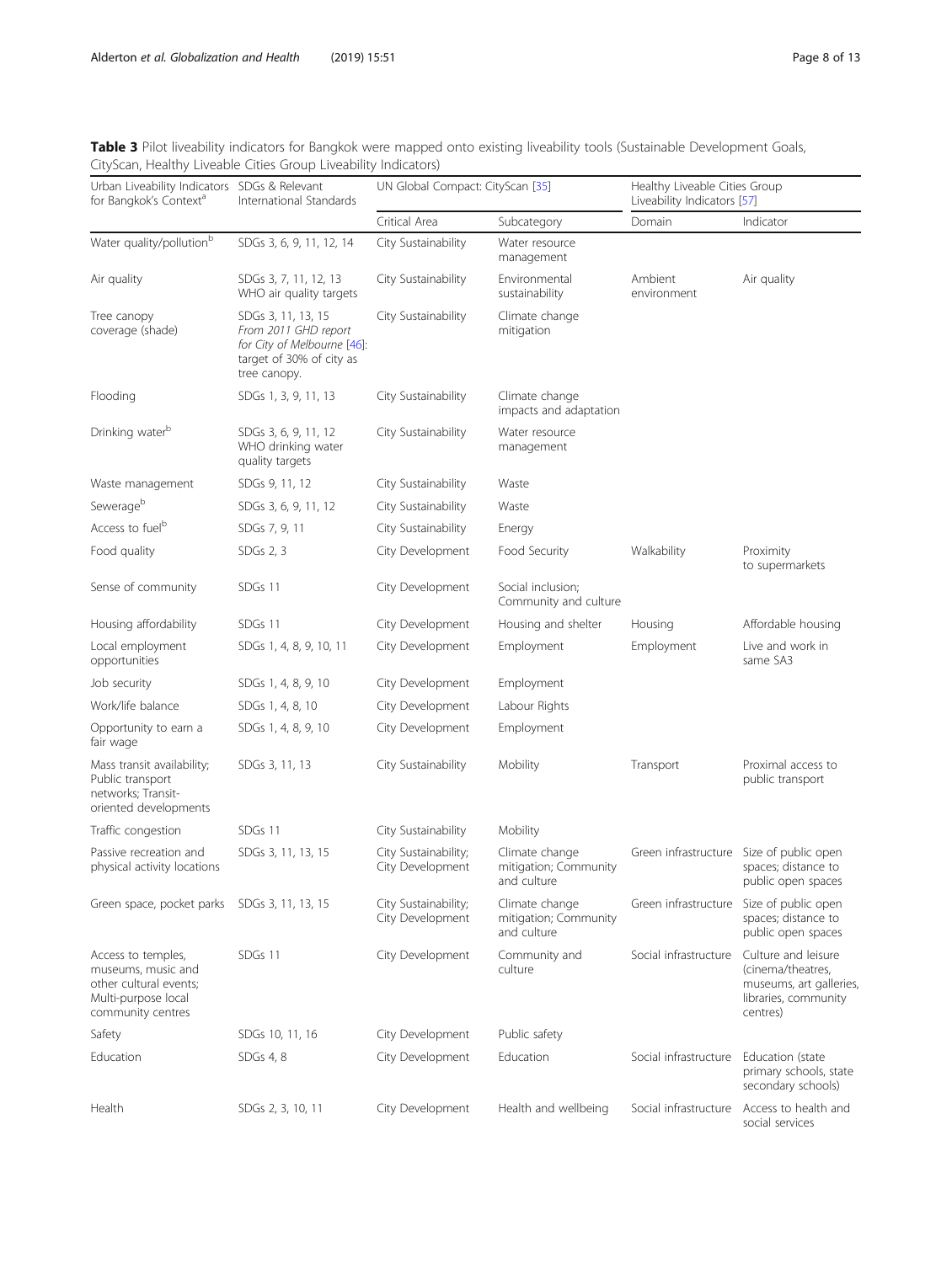**Table 3** Pilot liveability indicators for Bangkok were mapped onto existing liveability tools (Sustainable Development Goals, CityScan, Healthy Liveable Cities Group Liveability Indicators)

| Urban Liveability Indicators for Bangkok's Context[a] | SDGs & Relevant International Standards | UN Global Compact: CityScan [35] | | Healthy Liveable Cities Group Liveability Indicators [57] | |
|---|---|---|---|---|---|
| | | Critical Area | Subcategory | Domain | Indicator |
| Water quality/pollution[b] | SDGs 3, 6, 9, 11, 12, 14 | City Sustainability | Water resource management | | |
| Air quality | SDGs 3, 7, 11, 12, 13 WHO air quality targets | City Sustainability | Environmental sustainability | Ambient environment | Air quality |
| Tree canopy coverage (shade) | SDGs 3, 11, 13, 15 *From 2011 GHD report for City of Melbourne* [46]: target of 30% of city as tree canopy. | City Sustainability | Climate change mitigation | | |
| Flooding | SDGs 1, 3, 9, 11, 13 | City Sustainability | Climate change impacts and adaptation | | |
| Drinking water[b] | SDGs 3, 6, 9, 11, 12 WHO drinking water quality targets | City Sustainability | Water resource management | | |
| Waste management | SDGs 9, 11, 12 | City Sustainability | Waste | | |
| Sewerage[b] | SDGs 3, 6, 9, 11, 12 | City Sustainability | Waste | | |
| Access to fuel[b] | SDGs 7, 9, 11 | City Sustainability | Energy | | |
| Food quality | SDGs 2, 3 | City Development | Food Security | Walkability | Proximity to supermarkets |
| Sense of community | SDGs 11 | City Development | Social inclusion; Community and culture | | |
| Housing affordability | SDGs 11 | City Development | Housing and shelter | Housing | Affordable housing |
| Local employment opportunities | SDGs 1, 4, 8, 9, 10, 11 | City Development | Employment | Employment | Live and work in same SA3 |
| Job security | SDGs 1, 4, 8, 9, 10 | City Development | Employment | | |
| Work/life balance | SDGs 1, 4, 8, 10 | City Development | Labour Rights | | |
| Opportunity to earn a fair wage | SDGs 1, 4, 8, 9, 10 | City Development | Employment | | |
| Mass transit availability; Public transport networks; Transit-oriented developments | SDGs 3, 11, 13 | City Sustainability | Mobility | Transport | Proximal access to public transport |
| Traffic congestion | SDGs 11 | City Sustainability | Mobility | | |
| Passive recreation and physical activity locations | SDGs 3, 11, 13, 15 | City Sustainability; City Development | Climate change mitigation; Community and culture | Green infrastructure | Size of public open spaces; distance to public open spaces |
| Green space, pocket parks | SDGs 3, 11, 13, 15 | City Sustainability; City Development | Climate change mitigation; Community and culture | Green infrastructure | Size of public open spaces; distance to public open spaces |
| Access to temples, museums, music and other cultural events; Multi-purpose local community centres | SDGs 11 | City Development | Community and culture | Social infrastructure | Culture and leisure (cinema/theatres, museums, art galleries, libraries, community centres) |
| Safety | SDGs 10, 11, 16 | City Development | Public safety | | |
| Education | SDGs 4, 8 | City Development | Education | Social infrastructure | Education (state primary schools, state secondary schools) |
| Health | SDGs 2, 3, 10, 11 | City Development | Health and wellbeing | Social infrastructure | Access to health and social services |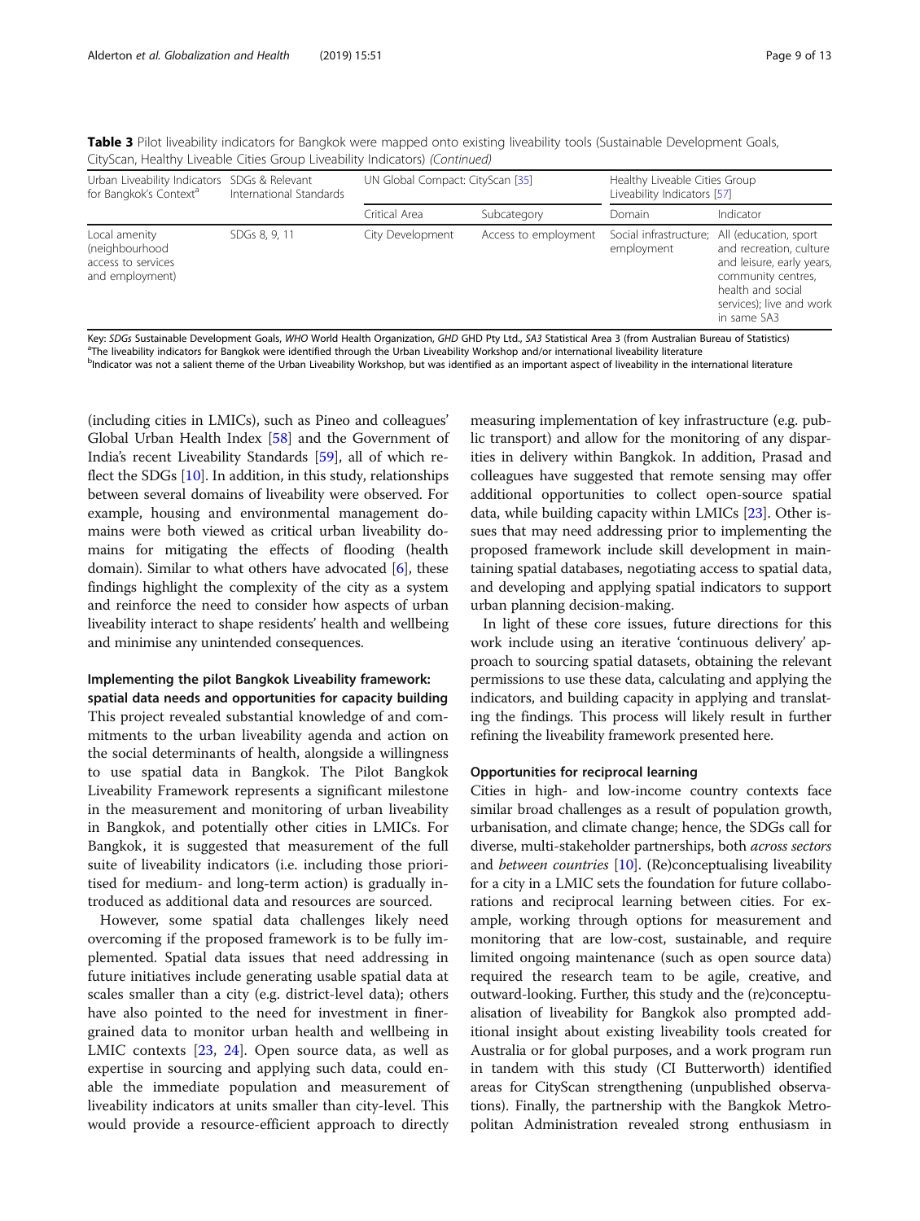**Table 3** Pilot liveability indicators for Bangkok were mapped onto existing liveability tools (Sustainable Development Goals, CityScan, Healthy Liveable Cities Group Liveability Indicators) *(Continued)*

| Urban Liveability Indicators for Bangkok's Context[a] | SDGs & Relevant International Standards | UN Global Compact: CityScan [35] | | Healthy Liveable Cities Group Liveability Indicators [57] | |
|---|---|---|---|---|---|
| | | Critical Area | Subcategory | Domain | Indicator |
| Local amenity (neighbourhood access to services and employment) | SDGs 8, 9, 11 | City Development | Access to employment | Social infrastructure; employment | All (education, sport and recreation, culture and leisure, early years, community centres, health and social services); live and work in same SA3 |

Key: *SDGs* Sustainable Development Goals, *WHO* World Health Organization, *GHD* GHD Pty Ltd., *SA3* Statistical Area 3 (from Australian Bureau of Statistics)
[a]The liveability indicators for Bangkok were identified through the Urban Liveability Workshop and/or international liveability literature
[b]Indicator was not a salient theme of the Urban Liveability Workshop, but was identified as an important aspect of liveability in the international literature

(including cities in LMICs), such as Pineo and colleagues' Global Urban Health Index [58] and the Government of India's recent Liveability Standards [59], all of which reflect the SDGs [10]. In addition, in this study, relationships between several domains of liveability were observed. For example, housing and environmental management domains were both viewed as critical urban liveability domains for mitigating the effects of flooding (health domain). Similar to what others have advocated [6], these findings highlight the complexity of the city as a system and reinforce the need to consider how aspects of urban liveability interact to shape residents' health and wellbeing and minimise any unintended consequences.

### Implementing the pilot Bangkok Liveability framework: spatial data needs and opportunities for capacity building

This project revealed substantial knowledge of and commitments to the urban liveability agenda and action on the social determinants of health, alongside a willingness to use spatial data in Bangkok. The Pilot Bangkok Liveability Framework represents a significant milestone in the measurement and monitoring of urban liveability in Bangkok, and potentially other cities in LMICs. For Bangkok, it is suggested that measurement of the full suite of liveability indicators (i.e. including those prioritised for medium- and long-term action) is gradually introduced as additional data and resources are sourced.

However, some spatial data challenges likely need overcoming if the proposed framework is to be fully implemented. Spatial data issues that need addressing in future initiatives include generating usable spatial data at scales smaller than a city (e.g. district-level data); others have also pointed to the need for investment in finer-grained data to monitor urban health and wellbeing in LMIC contexts [23, 24]. Open source data, as well as expertise in sourcing and applying such data, could enable the immediate population and measurement of liveability indicators at units smaller than city-level. This would provide a resource-efficient approach to directly measuring implementation of key infrastructure (e.g. public transport) and allow for the monitoring of any disparities in delivery within Bangkok. In addition, Prasad and colleagues have suggested that remote sensing may offer additional opportunities to collect open-source spatial data, while building capacity within LMICs [23]. Other issues that may need addressing prior to implementing the proposed framework include skill development in maintaining spatial databases, negotiating access to spatial data, and developing and applying spatial indicators to support urban planning decision-making.

In light of these core issues, future directions for this work include using an iterative 'continuous delivery' approach to sourcing spatial datasets, obtaining the relevant permissions to use these data, calculating and applying the indicators, and building capacity in applying and translating the findings. This process will likely result in further refining the liveability framework presented here.

### Opportunities for reciprocal learning

Cities in high- and low-income country contexts face similar broad challenges as a result of population growth, urbanisation, and climate change; hence, the SDGs call for diverse, multi-stakeholder partnerships, both *across sectors* and *between countries* [10]. (Re)conceptualising liveability for a city in a LMIC sets the foundation for future collaborations and reciprocal learning between cities. For example, working through options for measurement and monitoring that are low-cost, sustainable, and require limited ongoing maintenance (such as open source data) required the research team to be agile, creative, and outward-looking. Further, this study and the (re)conceptualisation of liveability for Bangkok also prompted additional insight about existing liveability tools created for Australia or for global purposes, and a work program run in tandem with this study (CI Butterworth) identified areas for CityScan strengthening (unpublished observations). Finally, the partnership with the Bangkok Metropolitan Administration revealed strong enthusiasm in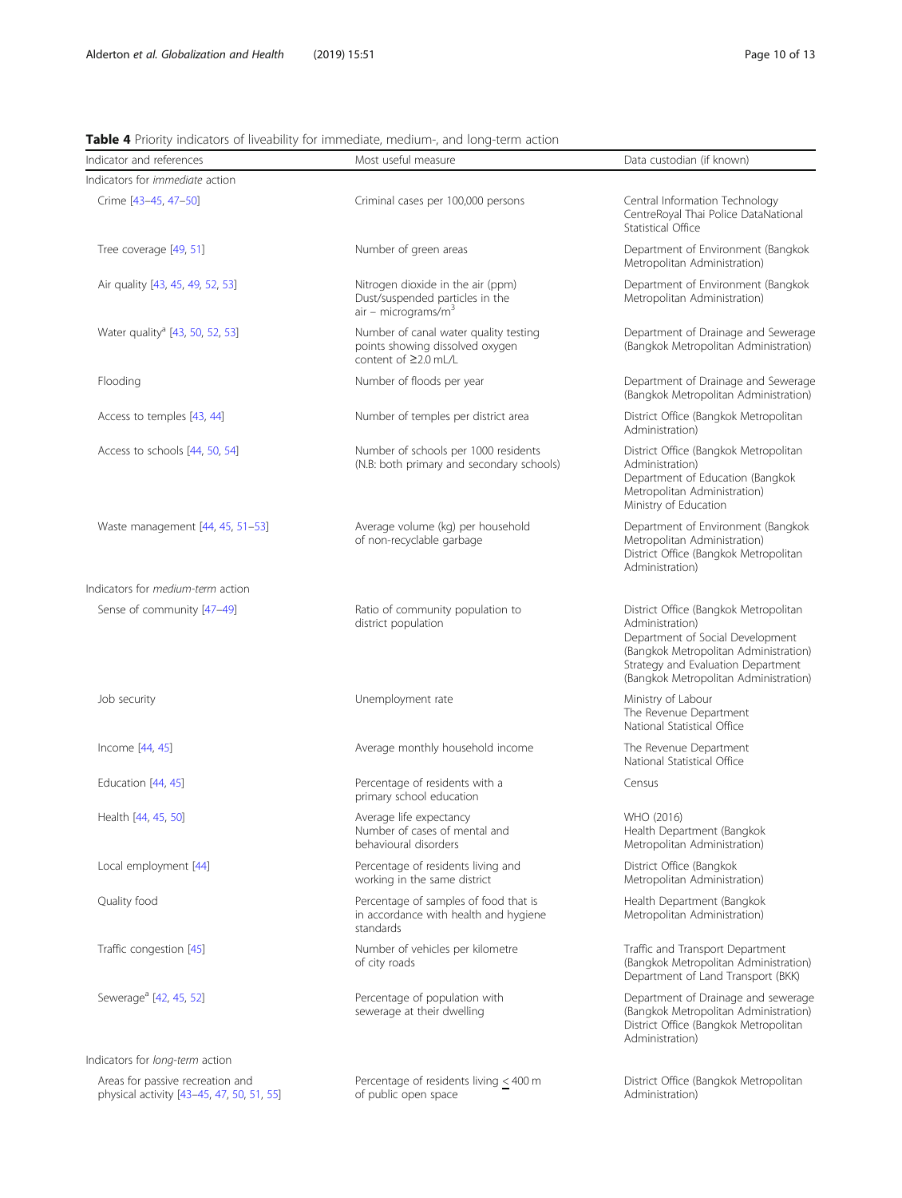**Table 4** Priority indicators of liveability for immediate, medium-, and long-term action

| Indicator and references | Most useful measure | Data custodian (if known) |
| --- | --- | --- |
| Indicators for *immediate* action | | |
| Crime [43–45, 47–50] | Criminal cases per 100,000 persons | Central Information Technology CentreRoyal Thai Police DataNational Statistical Office |
| Tree coverage [49, 51] | Number of green areas | Department of Environment (Bangkok Metropolitan Administration) |
| Air quality [43, 45, 49, 52, 53] | Nitrogen dioxide in the air (ppm) Dust/suspended particles in the air – micrograms/$m^3$ | Department of Environment (Bangkok Metropolitan Administration) |
| Water quality[a] [43, 50, 52, 53] | Number of canal water quality testing points showing dissolved oxygen content of ≥2.0 mL/L | Department of Drainage and Sewerage (Bangkok Metropolitan Administration) |
| Flooding | Number of floods per year | Department of Drainage and Sewerage (Bangkok Metropolitan Administration) |
| Access to temples [43, 44] | Number of temples per district area | District Office (Bangkok Metropolitan Administration) |
| Access to schools [44, 50, 54] | Number of schools per 1000 residents (N.B: both primary and secondary schools) | District Office (Bangkok Metropolitan Administration) Department of Education (Bangkok Metropolitan Administration) Ministry of Education |
| Waste management [44, 45, 51–53] | Average volume (kg) per household of non-recyclable garbage | Department of Environment (Bangkok Metropolitan Administration) District Office (Bangkok Metropolitan Administration) |
| Indicators for *medium-term* action | | |
| Sense of community [47–49] | Ratio of community population to district population | District Office (Bangkok Metropolitan Administration) Department of Social Development (Bangkok Metropolitan Administration) Strategy and Evaluation Department (Bangkok Metropolitan Administration) |
| Job security | Unemployment rate | Ministry of Labour The Revenue Department National Statistical Office |
| Income [44, 45] | Average monthly household income | The Revenue Department National Statistical Office |
| Education [44, 45] | Percentage of residents with a primary school education | Census |
| Health [44, 45, 50] | Average life expectancy Number of cases of mental and behavioural disorders | WHO (2016) Health Department (Bangkok Metropolitan Administration) |
| Local employment [44] | Percentage of residents living and working in the same district | District Office (Bangkok Metropolitan Administration) |
| Quality food | Percentage of samples of food that is in accordance with health and hygiene standards | Health Department (Bangkok Metropolitan Administration) |
| Traffic congestion [45] | Number of vehicles per kilometre of city roads | Traffic and Transport Department (Bangkok Metropolitan Administration) Department of Land Transport (BKK) |
| Sewerage[a] [42, 45, 52] | Percentage of population with sewerage at their dwelling | Department of Drainage and sewerage (Bangkok Metropolitan Administration) District Office (Bangkok Metropolitan Administration) |
| Indicators for *long-term* action | | |
| Areas for passive recreation and physical activity [43–45, 47, 50, 51, 55] | Percentage of residents living ≤ 400 m of public open space | District Office (Bangkok Metropolitan Administration) |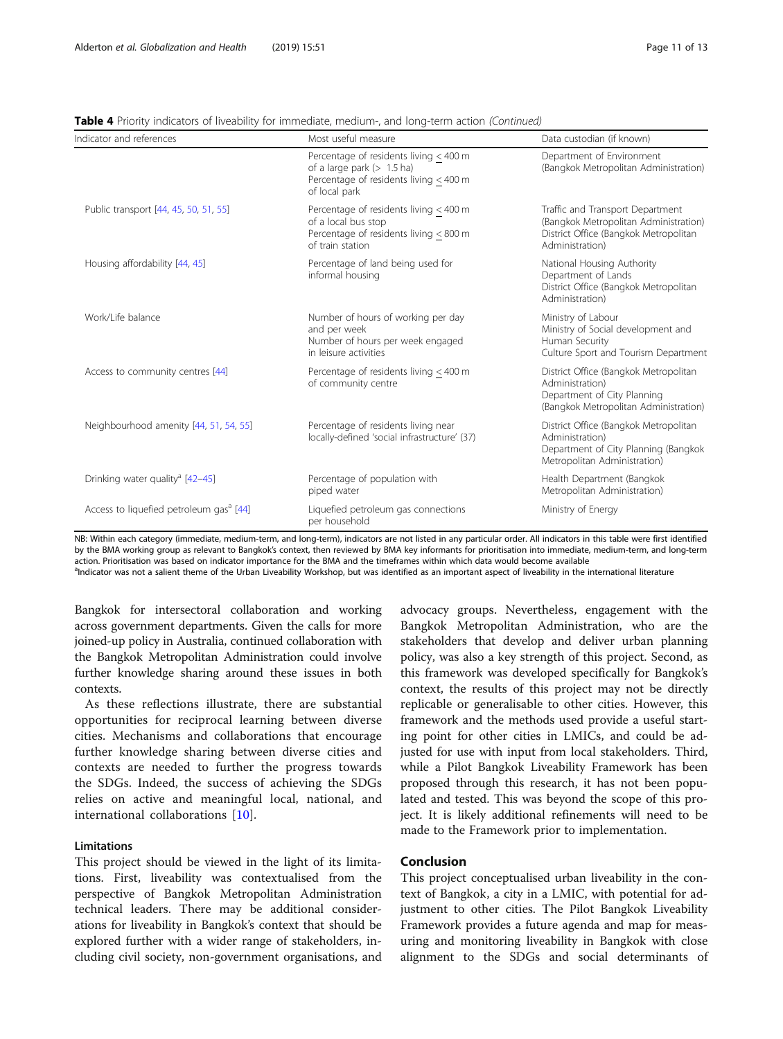**Table 4** Priority indicators of liveability for immediate, medium-, and long-term action *(Continued)*

| Indicator and references | Most useful measure | Data custodian (if known) |
| --- | --- | --- |
| | Percentage of residents living ≤ 400 m of a large park (> 1.5 ha)<br>Percentage of residents living ≤ 400 m of local park | Department of Environment (Bangkok Metropolitan Administration) |
| Public transport [44, 45, 50, 51, 55] | Percentage of residents living ≤ 400 m of a local bus stop<br>Percentage of residents living ≤ 800 m of train station | Traffic and Transport Department (Bangkok Metropolitan Administration)<br>District Office (Bangkok Metropolitan Administration) |
| Housing affordability [44, 45] | Percentage of land being used for informal housing | National Housing Authority<br>Department of Lands<br>District Office (Bangkok Metropolitan Administration) |
| Work/Life balance | Number of hours of working per day and per week<br>Number of hours per week engaged in leisure activities | Ministry of Labour<br>Ministry of Social development and Human Security<br>Culture Sport and Tourism Department |
| Access to community centres [44] | Percentage of residents living ≤ 400 m of community centre | District Office (Bangkok Metropolitan Administration)<br>Department of City Planning (Bangkok Metropolitan Administration) |
| Neighbourhood amenity [44, 51, 54, 55] | Percentage of residents living near locally-defined 'social infrastructure' (37) | District Office (Bangkok Metropolitan Administration)<br>Department of City Planning (Bangkok Metropolitan Administration) |
| Drinking water quality[a] [42–45] | Percentage of population with piped water | Health Department (Bangkok Metropolitan Administration) |
| Access to liquefied petroleum gas[a] [44] | Liquefied petroleum gas connections per household | Ministry of Energy |

NB: Within each category (immediate, medium-term, and long-term), indicators are not listed in any particular order. All indicators in this table were first identified by the BMA working group as relevant to Bangkok's context, then reviewed by BMA key informants for prioritisation into immediate, medium-term, and long-term action. Prioritisation was based on indicator importance for the BMA and the timeframes within which data would become available

[a]Indicator was not a salient theme of the Urban Liveability Workshop, but was identified as an important aspect of liveability in the international literature

Bangkok for intersectoral collaboration and working across government departments. Given the calls for more joined-up policy in Australia, continued collaboration with the Bangkok Metropolitan Administration could involve further knowledge sharing around these issues in both contexts.

As these reflections illustrate, there are substantial opportunities for reciprocal learning between diverse cities. Mechanisms and collaborations that encourage further knowledge sharing between diverse cities and contexts are needed to further the progress towards the SDGs. Indeed, the success of achieving the SDGs relies on active and meaningful local, national, and international collaborations [10].

### Limitations

This project should be viewed in the light of its limitations. First, liveability was contextualised from the perspective of Bangkok Metropolitan Administration technical leaders. There may be additional considerations for liveability in Bangkok's context that should be explored further with a wider range of stakeholders, including civil society, non-government organisations, and advocacy groups. Nevertheless, engagement with the Bangkok Metropolitan Administration, who are the stakeholders that develop and deliver urban planning policy, was also a key strength of this project. Second, as this framework was developed specifically for Bangkok's context, the results of this project may not be directly replicable or generalisable to other cities. However, this framework and the methods used provide a useful starting point for other cities in LMICs, and could be adjusted for use with input from local stakeholders. Third, while a Pilot Bangkok Liveability Framework has been proposed through this research, it has not been populated and tested. This was beyond the scope of this project. It is likely additional refinements will need to be made to the Framework prior to implementation.

## Conclusion

This project conceptualised urban liveability in the context of Bangkok, a city in a LMIC, with potential for adjustment to other cities. The Pilot Bangkok Liveability Framework provides a future agenda and map for measuring and monitoring liveability in Bangkok with close alignment to the SDGs and social determinants of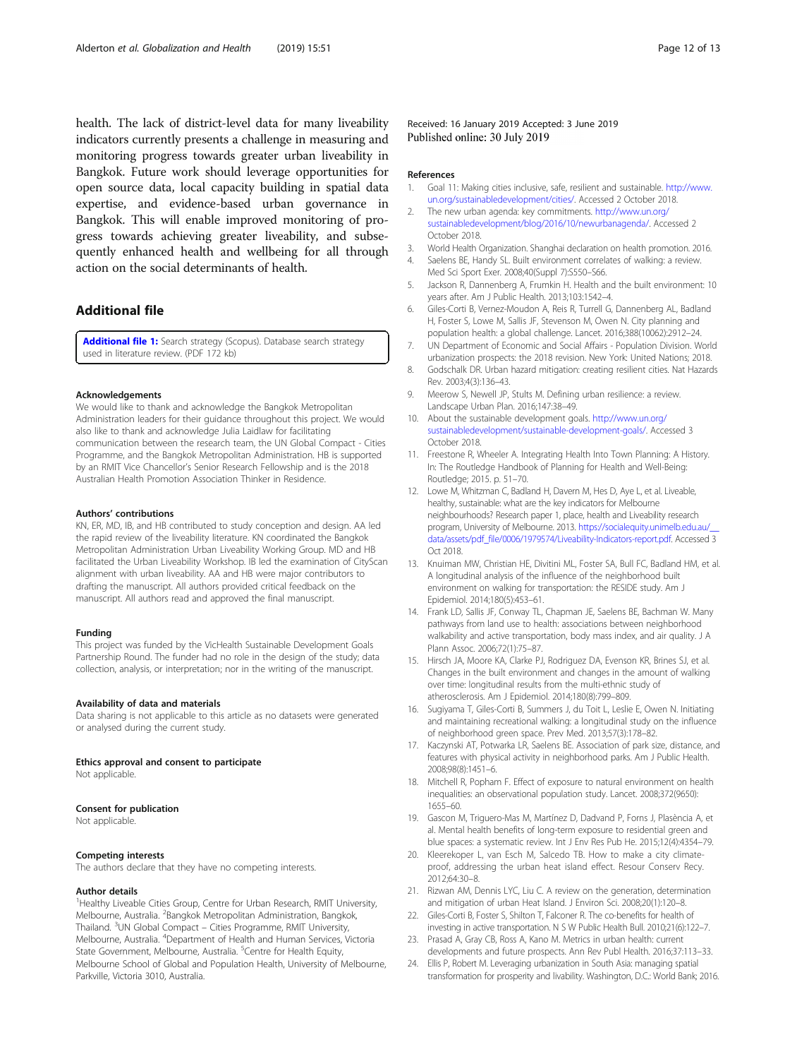health. The lack of district-level data for many liveability indicators currently presents a challenge in measuring and monitoring progress towards greater urban liveability in Bangkok. Future work should leverage opportunities for open source data, local capacity building in spatial data expertise, and evidence-based urban governance in Bangkok. This will enable improved monitoring of progress towards achieving greater liveability, and subsequently enhanced health and wellbeing for all through action on the social determinants of health.

## Additional file

**Additional file 1:** Search strategy (Scopus). Database search strategy used in literature review. (PDF 172 kb)

#### Acknowledgements

We would like to thank and acknowledge the Bangkok Metropolitan Administration leaders for their guidance throughout this project. We would also like to thank and acknowledge Julia Laidlaw for facilitating communication between the research team, the UN Global Compact - Cities Programme, and the Bangkok Metropolitan Administration. HB is supported by an RMIT Vice Chancellor's Senior Research Fellowship and is the 2018 Australian Health Promotion Association Thinker in Residence.

#### Authors' contributions

KN, ER, MD, IB, and HB contributed to study conception and design. AA led the rapid review of the liveability literature. KN coordinated the Bangkok Metropolitan Administration Urban Liveability Working Group. MD and HB facilitated the Urban Liveability Workshop. IB led the examination of CityScan alignment with urban liveability. AA and HB were major contributors to drafting the manuscript. All authors provided critical feedback on the manuscript. All authors read and approved the final manuscript.

#### Funding

This project was funded by the VicHealth Sustainable Development Goals Partnership Round. The funder had no role in the design of the study; data collection, analysis, or interpretation; nor in the writing of the manuscript.

#### Availability of data and materials

Data sharing is not applicable to this article as no datasets were generated or analysed during the current study.

#### Ethics approval and consent to participate

Not applicable.

#### Consent for publication

Not applicable.

#### Competing interests

The authors declare that they have no competing interests.

#### Author details

[1]Healthy Liveable Cities Group, Centre for Urban Research, RMIT University, Melbourne, Australia. [2]Bangkok Metropolitan Administration, Bangkok, Thailand. [3]UN Global Compact – Cities Programme, RMIT University, Melbourne, Australia. [4]Department of Health and Human Services, Victoria State Government, Melbourne, Australia. [5]Centre for Health Equity, Melbourne School of Global and Population Health, University of Melbourne, Parkville, Victoria 3010, Australia.

Received: 16 January 2019 Accepted: 3 June 2019
Published online: 30 July 2019

#### References

1. Goal 11: Making cities inclusive, safe, resilient and sustainable. http://www.un.org/sustainabledevelopment/cities/. Accessed 2 October 2018.
2. The new urban agenda: key commitments. http://www.un.org/sustainabledevelopment/blog/2016/10/newurbanagenda/. Accessed 2 October 2018.
3. World Health Organization. Shanghai declaration on health promotion. 2016.
4. Saelens BE, Handy SL. Built environment correlates of walking: a review. Med Sci Sport Exer. 2008;40(Suppl 7):S550–S66.
5. Jackson R, Dannenberg A, Frumkin H. Health and the built environment: 10 years after. Am J Public Health. 2013;103:1542–4.
6. Giles-Corti B, Vernez-Moudon A, Reis R, Turrell G, Dannenberg AL, Badland H, Foster S, Lowe M, Sallis JF, Stevenson M, Owen N. City planning and population health: a global challenge. Lancet. 2016;388(10062):2912–24.
7. UN Department of Economic and Social Affairs - Population Division. World urbanization prospects: the 2018 revision. New York: United Nations; 2018.
8. Godschalk DR. Urban hazard mitigation: creating resilient cities. Nat Hazards Rev. 2003;4(3):136–43.
9. Meerow S, Newell JP, Stults M. Defining urban resilience: a review. Landscape Urban Plan. 2016;147:38–49.
10. About the sustainable development goals. http://www.un.org/sustainabledevelopment/sustainable-development-goals/. Accessed 3 October 2018.
11. Freestone R, Wheeler A. Integrating Health Into Town Planning: A History. In: The Routledge Handbook of Planning for Health and Well-Being: Routledge; 2015. p. 51–70.
12. Lowe M, Whitzman C, Badland H, Davern M, Hes D, Aye L, et al. Liveable, healthy, sustainable: what are the key indicators for Melbourne neighbourhoods? Research paper 1, place, health and Liveability research program, University of Melbourne. 2013. https://socialequity.unimelb.edu.au/__data/assets/pdf_file/0006/1979574/Liveability-Indicators-report.pdf. Accessed 3 Oct 2018.
13. Knuiman MW, Christian HE, Divitini ML, Foster SA, Bull FC, Badland HM, et al. A longitudinal analysis of the influence of the neighborhood built environment on walking for transportation: the RESIDE study. Am J Epidemiol. 2014;180(5):453–61.
14. Frank LD, Sallis JF, Conway TL, Chapman JE, Saelens BE, Bachman W. Many pathways from land use to health: associations between neighborhood walkability and active transportation, body mass index, and air quality. J A Plann Assoc. 2006;72(1):75–87.
15. Hirsch JA, Moore KA, Clarke PJ, Rodriguez DA, Evenson KR, Brines SJ, et al. Changes in the built environment and changes in the amount of walking over time: longitudinal results from the multi-ethnic study of atherosclerosis. Am J Epidemiol. 2014;180(8):799–809.
16. Sugiyama T, Giles-Corti B, Summers J, du Toit L, Leslie E, Owen N. Initiating and maintaining recreational walking: a longitudinal study on the influence of neighborhood green space. Prev Med. 2013;57(3):178–82.
17. Kaczynski AT, Potwarka LR, Saelens BE. Association of park size, distance, and features with physical activity in neighborhood parks. Am J Public Health. 2008;98(8):1451–6.
18. Mitchell R, Popham F. Effect of exposure to natural environment on health inequalities: an observational population study. Lancet. 2008;372(9650):1655–60.
19. Gascon M, Triguero-Mas M, Martínez D, Dadvand P, Forns J, Plasència A, et al. Mental health benefits of long-term exposure to residential green and blue spaces: a systematic review. Int J Env Res Pub He. 2015;12(4):4354–79.
20. Kleerekoper L, van Esch M, Salcedo TB. How to make a city climate-proof, addressing the urban heat island effect. Resour Conserv Recy. 2012;64:30–8.
21. Rizwan AM, Dennis LYC, Liu C. A review on the generation, determination and mitigation of urban Heat Island. J Environ Sci. 2008;20(1):120–8.
22. Giles-Corti B, Foster S, Shilton T, Falconer R. The co-benefits for health of investing in active transportation. N S W Public Health Bull. 2010;21(6):122–7.
23. Prasad A, Gray CB, Ross A, Kano M. Metrics in urban health: current developments and future prospects. Ann Rev Publ Health. 2016;37:113–33.
24. Ellis P, Robert M. Leveraging urbanization in South Asia: managing spatial transformation for prosperity and livability. Washington, D.C.: World Bank; 2016.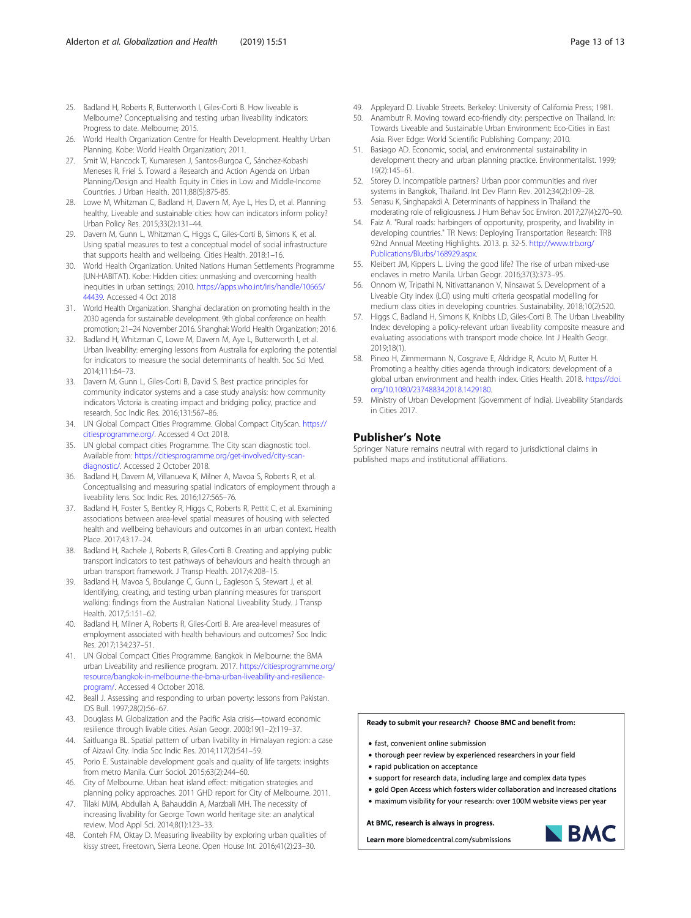25. Badland H, Roberts R, Butterworth I, Giles-Corti B. How liveable is Melbourne? Conceptualising and testing urban liveability indicators: Progress to date. Melbourne; 2015.
26. World Health Organization Centre for Health Development. Healthy Urban Planning. Kobe: World Health Organization; 2011.
27. Smit W, Hancock T, Kumaresen J, Santos-Burgoa C, Sánchez-Kobashi Meneses R, Friel S. Toward a Research and Action Agenda on Urban Planning/Design and Health Equity in Cities in Low and Middle-Income Countries. J Urban Health. 2011;88(5):875-85.
28. Lowe M, Whitzman C, Badland H, Davern M, Aye L, Hes D, et al. Planning healthy, Liveable and sustainable cities: how can indicators inform policy? Urban Policy Res. 2015;33(2):131–44.
29. Davern M, Gunn L, Whitzman C, Higgs C, Giles-Corti B, Simons K, et al. Using spatial measures to test a conceptual model of social infrastructure that supports health and wellbeing. Cities Health. 2018:1–16.
30. World Health Organization. United Nations Human Settlements Programme (UN-HABITAT). Kobe: Hidden cities: unmasking and overcoming health inequities in urban settings; 2010. https://apps.who.int/iris/handle/10665/44439. Accessed 4 Oct 2018
31. World Health Organization. Shanghai declaration on promoting health in the 2030 agenda for sustainable development. 9th global conference on health promotion; 21–24 November 2016. Shanghai: World Health Organization; 2016.
32. Badland H, Whitzman C, Lowe M, Davern M, Aye L, Butterworth I, et al. Urban liveability: emerging lessons from Australia for exploring the potential for indicators to measure the social determinants of health. Soc Sci Med. 2014;111:64–73.
33. Davern M, Gunn L, Giles-Corti B, David S. Best practice principles for community indicator systems and a case study analysis: how community indicators Victoria is creating impact and bridging policy, practice and research. Soc Indic Res. 2016;131:567–86.
34. UN Global Compact Cities Programme. Global Compact CityScan. https://citiesprogramme.org/. Accessed 4 Oct 2018.
35. UN global compact cities Programme. The City scan diagnostic tool. Available from: https://citiesprogramme.org/get-involved/city-scan-diagnostic/. Accessed 2 October 2018.
36. Badland H, Davern M, Villanueva K, Milner A, Mavoa S, Roberts R, et al. Conceptualising and measuring spatial indicators of employment through a liveability lens. Soc Indic Res. 2016;127:565–76.
37. Badland H, Foster S, Bentley R, Higgs C, Roberts R, Pettit C, et al. Examining associations between area-level spatial measures of housing with selected health and wellbeing behaviours and outcomes in an urban context. Health Place. 2017;43:17–24.
38. Badland H, Rachele J, Roberts R, Giles-Corti B. Creating and applying public transport indicators to test pathways of behaviours and health through an urban transport framework. J Transp Health. 2017;4:208–15.
39. Badland H, Mavoa S, Boulange C, Gunn L, Eagleson S, Stewart J, et al. Identifying, creating, and testing urban planning measures for transport walking: findings from the Australian National Liveability Study. J Transp Health. 2017;5:151–62.
40. Badland H, Milner A, Roberts R, Giles-Corti B. Are area-level measures of employment associated with health behaviours and outcomes? Soc Indic Res. 2017;134:237–51.
41. UN Global Compact Cities Programme. Bangkok in Melbourne: the BMA urban Liveability and resilience program. 2017. https://citiesprogramme.org/resource/bangkok-in-melbourne-the-bma-urban-liveability-and-resilience-program/. Accessed 4 October 2018.
42. Beall J. Assessing and responding to urban poverty: lessons from Pakistan. IDS Bull. 1997;28(2):56–67.
43. Douglass M. Globalization and the Pacific Asia crisis—toward economic resilience through livable cities. Asian Geogr. 2000;19(1–2):119–37.
44. Saitluanga BL. Spatial pattern of urban livability in Himalayan region: a case of Aizawl City. India Soc Indic Res. 2014;117(2):541–59.
45. Porio E. Sustainable development goals and quality of life targets: insights from metro Manila. Curr Sociol. 2015;63(2):244–60.
46. City of Melbourne. Urban heat island effect: mitigation strategies and planning policy approaches. 2011 GHD report for City of Melbourne. 2011.
47. Tilaki MJM, Abdullah A, Bahauddin A, Marzbali MH. The necessity of increasing livability for George Town world heritage site: an analytical review. Mod Appl Sci. 2014;8(1):123–33.
48. Conteh FM, Oktay D. Measuring liveability by exploring urban qualities of kissy street, Freetown, Sierra Leone. Open House Int. 2016;41(2):23–30.
49. Appleyard D. Livable Streets. Berkeley: University of California Press; 1981.
50. Anambutr R. Moving toward eco-friendly city: perspective on Thailand. In: Towards Liveable and Sustainable Urban Environment: Eco-Cities in East Asia. River Edge: World Scientific Publishing Company; 2010.
51. Basiago AD. Economic, social, and environmental sustainability in development theory and urban planning practice. Environmentalist. 1999;19(2):145–61.
52. Storey D. Incompatible partners? Urban poor communities and river systems in Bangkok, Thailand. Int Dev Plann Rev. 2012;34(2):109–28.
53. Senasu K, Singhapakdi A. Determinants of happiness in Thailand: the moderating role of religiousness. J Hum Behav Soc Environ. 2017;27(4):270–90.
54. Faiz A. "Rural roads: harbingers of opportunity, prosperity, and livability in developing countries." TR News: Deploying Transportation Research: TRB 92nd Annual Meeting Highlights. 2013. p. 32-5. http://www.trb.org/Publications/Blurbs/168929.aspx.
55. Kleibert JM, Kippers L. Living the good life? The rise of urban mixed-use enclaves in metro Manila. Urban Geogr. 2016;37(3):373–95.
56. Onnom W, Tripathi N, Nitivattananon V, Ninsawat S. Development of a Liveable City index (LCI) using multi criteria geospatial modelling for medium class cities in developing countries. Sustainability. 2018;10(2):520.
57. Higgs C, Badland H, Simons K, Knibbs LD, Giles-Corti B. The Urban Liveability Index: developing a policy-relevant urban liveability composite measure and evaluating associations with transport mode choice. Int J Health Geogr. 2019;18(1).
58. Pineo H, Zimmermann N, Cosgrave E, Aldridge R, Acuto M, Rutter H. Promoting a healthy cities agenda through indicators: development of a global urban environment and health index. Cities Health. 2018. https://doi.org/10.1080/23748834.2018.1429180.
59. Ministry of Urban Development (Government of India). Liveability Standards in Cities 2017.

## Publisher's Note

Springer Nature remains neutral with regard to jurisdictional claims in published maps and institutional affiliations.

**Ready to submit your research? Choose BMC and benefit from:**

- fast, convenient online submission
- thorough peer review by experienced researchers in your field
- rapid publication on acceptance
- support for research data, including large and complex data types
- gold Open Access which fosters wider collaboration and increased citations
- maximum visibility for your research: over 100M website views per year

**At BMC, research is always in progress.**

**Learn more** biomedcentral.com/submissions

BMC